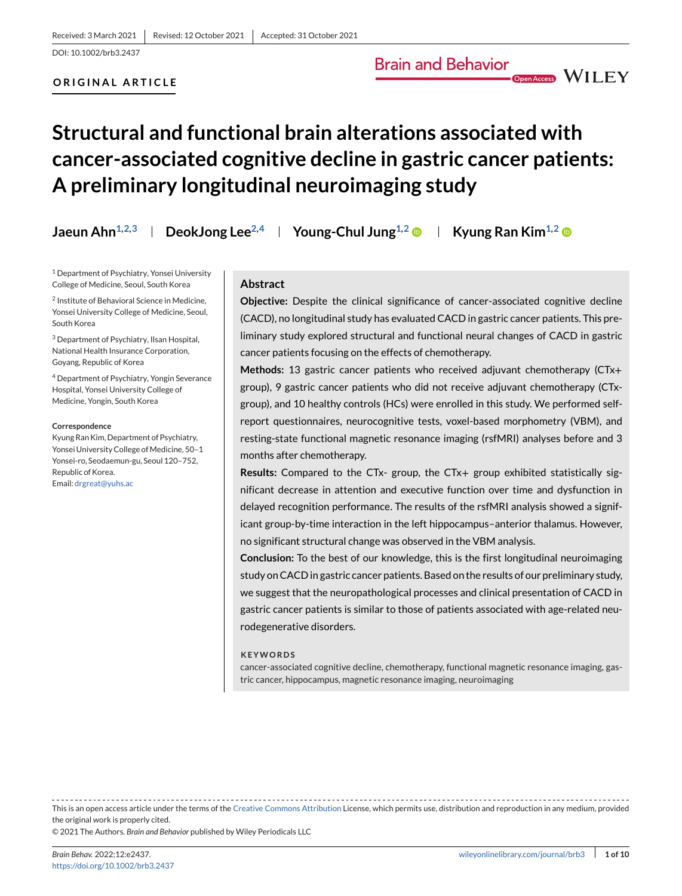Received: 3 March 2021 | Revised: 12 October 2021 | Accepted: 31 October 2021

DOI: 10.1002/brb3.2437

**ORIGINAL ARTICLE**

# Structural and functional brain alterations associated with cancer-associated cognitive decline in gastric cancer patients: A preliminary longitudinal neuroimaging study

**Jaeun Ahn**[1,2,3] | **DeokJong Lee**[2,4] | **Young-Chul Jung**[1,2] | **Kyung Ran Kim**[1,2]

[1] Department of Psychiatry, Yonsei University College of Medicine, Seoul, South Korea

[2] Institute of Behavioral Science in Medicine, Yonsei University College of Medicine, Seoul, South Korea

[3] Department of Psychiatry, Ilsan Hospital, National Health Insurance Corporation, Goyang, Republic of Korea

[4] Department of Psychiatry, Yongin Severance Hospital, Yonsei University College of Medicine, Yongin, South Korea

**Correspondence**

Kyung Ran Kim, Department of Psychiatry, Yonsei University College of Medicine, 50–1 Yonsei-ro, Seodaemun-gu, Seoul 120–752, Republic of Korea.
Email: drgreat@yuhs.ac

## Abstract

**Objective:** Despite the clinical significance of cancer-associated cognitive decline (CACD), no longitudinal study has evaluated CACD in gastric cancer patients. This preliminary study explored structural and functional neural changes of CACD in gastric cancer patients focusing on the effects of chemotherapy.

**Methods:** 13 gastric cancer patients who received adjuvant chemotherapy (CTx+ group), 9 gastric cancer patients who did not receive adjuvant chemotherapy (CTx- group), and 10 healthy controls (HCs) were enrolled in this study. We performed self-report questionnaires, neurocognitive tests, voxel-based morphometry (VBM), and resting-state functional magnetic resonance imaging (rsfMRI) analyses before and 3 months after chemotherapy.

**Results:** Compared to the CTx- group, the CTx+ group exhibited statistically significant decrease in attention and executive function over time and dysfunction in delayed recognition performance. The results of the rsfMRI analysis showed a significant group-by-time interaction in the left hippocampus–anterior thalamus. However, no significant structural change was observed in the VBM analysis.

**Conclusion:** To the best of our knowledge, this is the first longitudinal neuroimaging study on CACD in gastric cancer patients. Based on the results of our preliminary study, we suggest that the neuropathological processes and clinical presentation of CACD in gastric cancer patients is similar to those of patients associated with age-related neurodegenerative disorders.

**KEYWORDS**

cancer-associated cognitive decline, chemotherapy, functional magnetic resonance imaging, gastric cancer, hippocampus, magnetic resonance imaging, neuroimaging

This is an open access article under the terms of the Creative Commons Attribution License, which permits use, distribution and reproduction in any medium, provided the original work is properly cited.

© 2021 The Authors. *Brain and Behavior* published by Wiley Periodicals LLC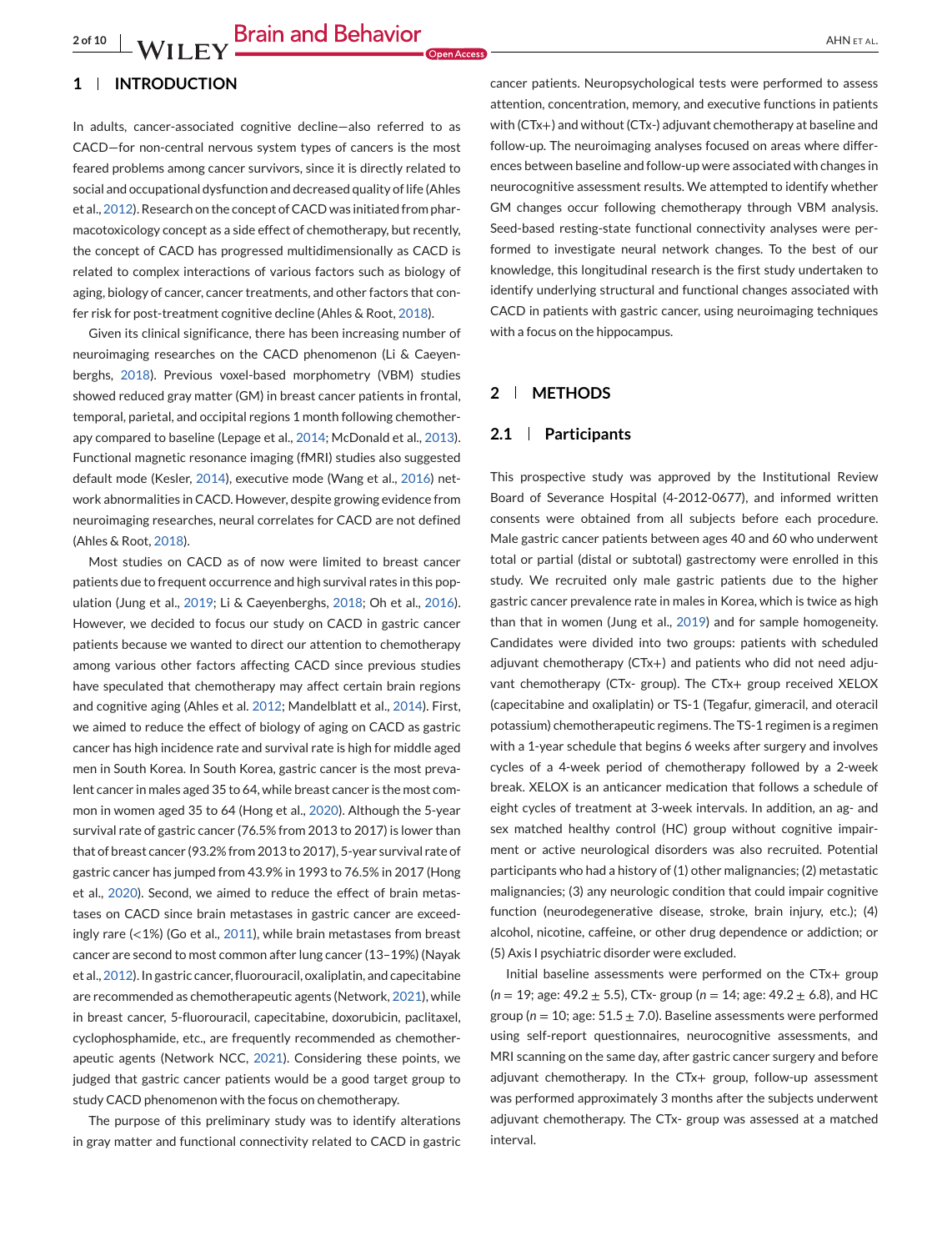## 1 | INTRODUCTION

In adults, cancer-associated cognitive decline—also referred to as CACD—for non-central nervous system types of cancers is the most feared problems among cancer survivors, since it is directly related to social and occupational dysfunction and decreased quality of life (Ahles et al., 2012). Research on the concept of CACD was initiated from pharmacotoxicology concept as a side effect of chemotherapy, but recently, the concept of CACD has progressed multidimensionally as CACD is related to complex interactions of various factors such as biology of aging, biology of cancer, cancer treatments, and other factors that confer risk for post-treatment cognitive decline (Ahles & Root, 2018).

Given its clinical significance, there has been increasing number of neuroimaging researches on the CACD phenomenon (Li & Caeyenberghs, 2018). Previous voxel-based morphometry (VBM) studies showed reduced gray matter (GM) in breast cancer patients in frontal, temporal, parietal, and occipital regions 1 month following chemotherapy compared to baseline (Lepage et al., 2014; McDonald et al., 2013). Functional magnetic resonance imaging (fMRI) studies also suggested default mode (Kesler, 2014), executive mode (Wang et al., 2016) network abnormalities in CACD. However, despite growing evidence from neuroimaging researches, neural correlates for CACD are not defined (Ahles & Root, 2018).

Most studies on CACD as of now were limited to breast cancer patients due to frequent occurrence and high survival rates in this population (Jung et al., 2019; Li & Caeyenberghs, 2018; Oh et al., 2016). However, we decided to focus our study on CACD in gastric cancer patients because we wanted to direct our attention to chemotherapy among various other factors affecting CACD since previous studies have speculated that chemotherapy may affect certain brain regions and cognitive aging (Ahles et al. 2012; Mandelblatt et al., 2014). First, we aimed to reduce the effect of biology of aging on CACD as gastric cancer has high incidence rate and survival rate is high for middle aged men in South Korea. In South Korea, gastric cancer is the most prevalent cancer in males aged 35 to 64, while breast cancer is the most common in women aged 35 to 64 (Hong et al., 2020). Although the 5-year survival rate of gastric cancer (76.5% from 2013 to 2017) is lower than that of breast cancer (93.2% from 2013 to 2017), 5-year survival rate of gastric cancer has jumped from 43.9% in 1993 to 76.5% in 2017 (Hong et al., 2020). Second, we aimed to reduce the effect of brain metastases on CACD since brain metastases in gastric cancer are exceedingly rare (<1%) (Go et al., 2011), while brain metastases from breast cancer are second to most common after lung cancer (13–19%) (Nayak et al., 2012). In gastric cancer, fluorouracil, oxaliplatin, and capecitabine are recommended as chemotherapeutic agents (Network, 2021), while in breast cancer, 5-fluorouracil, capecitabine, doxorubicin, paclitaxel, cyclophosphamide, etc., are frequently recommended as chemotherapeutic agents (Network NCC, 2021). Considering these points, we judged that gastric cancer patients would be a good target group to study CACD phenomenon with the focus on chemotherapy.

The purpose of this preliminary study was to identify alterations in gray matter and functional connectivity related to CACD in gastric cancer patients. Neuropsychological tests were performed to assess attention, concentration, memory, and executive functions in patients with (CTx+) and without (CTx-) adjuvant chemotherapy at baseline and follow-up. The neuroimaging analyses focused on areas where differences between baseline and follow-up were associated with changes in neurocognitive assessment results. We attempted to identify whether GM changes occur following chemotherapy through VBM analysis. Seed-based resting-state functional connectivity analyses were performed to investigate neural network changes. To the best of our knowledge, this longitudinal research is the first study undertaken to identify underlying structural and functional changes associated with CACD in patients with gastric cancer, using neuroimaging techniques with a focus on the hippocampus.

## 2 | METHODS

### 2.1 | Participants

This prospective study was approved by the Institutional Review Board of Severance Hospital (4-2012-0677), and informed written consents were obtained from all subjects before each procedure. Male gastric cancer patients between ages 40 and 60 who underwent total or partial (distal or subtotal) gastrectomy were enrolled in this study. We recruited only male gastric patients due to the higher gastric cancer prevalence rate in males in Korea, which is twice as high than that in women (Jung et al., 2019) and for sample homogeneity. Candidates were divided into two groups: patients with scheduled adjuvant chemotherapy (CTx+) and patients who did not need adjuvant chemotherapy (CTx- group). The CTx+ group received XELOX (capecitabine and oxaliplatin) or TS-1 (Tegafur, gimeracil, and oteracil potassium) chemotherapeutic regimens. The TS-1 regimen is a regimen with a 1-year schedule that begins 6 weeks after surgery and involves cycles of a 4-week period of chemotherapy followed by a 2-week break. XELOX is an anticancer medication that follows a schedule of eight cycles of treatment at 3-week intervals. In addition, an ag- and sex matched healthy control (HC) group without cognitive impairment or active neurological disorders was also recruited. Potential participants who had a history of (1) other malignancies; (2) metastatic malignancies; (3) any neurologic condition that could impair cognitive function (neurodegenerative disease, stroke, brain injury, etc.); (4) alcohol, nicotine, caffeine, or other drug dependence or addiction; or (5) Axis I psychiatric disorder were excluded.

Initial baseline assessments were performed on the CTx+ group ($n = 19$; age: $49.2 \pm 5.5$), CTx- group ($n = 14$; age: $49.2 \pm 6.8$), and HC group ($n = 10$; age: $51.5 \pm 7.0$). Baseline assessments were performed using self-report questionnaires, neurocognitive assessments, and MRI scanning on the same day, after gastric cancer surgery and before adjuvant chemotherapy. In the CTx+ group, follow-up assessment was performed approximately 3 months after the subjects underwent adjuvant chemotherapy. The CTx- group was assessed at a matched interval.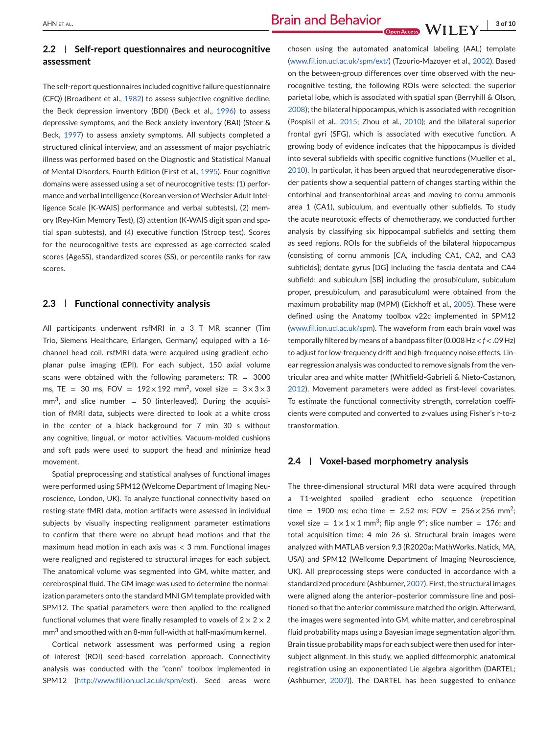## 2.2 | Self-report questionnaires and neurocognitive assessment

The self-report questionnaires included cognitive failure questionnaire (CFQ) (Broadbent et al., 1982) to assess subjective cognitive decline, the Beck depression inventory (BDI) (Beck et al., 1996) to assess depressive symptoms, and the Beck anxiety inventory (BAI) (Steer & Beck, 1997) to assess anxiety symptoms. All subjects completed a structured clinical interview, and an assessment of major psychiatric illness was performed based on the Diagnostic and Statistical Manual of Mental Disorders, Fourth Edition (First et al., 1995). Four cognitive domains were assessed using a set of neurocognitive tests: (1) performance and verbal intelligence (Korean version of Wechsler Adult Intelligence Scale [K-WAIS] performance and verbal subtests), (2) memory (Rey-Kim Memory Test), (3) attention (K-WAIS digit span and spatial span subtests), and (4) executive function (Stroop test). Scores for the neurocognitive tests are expressed as age-corrected scaled scores (AgeSS), standardized scores (SS), or percentile ranks for raw scores.

## 2.3 | Functional connectivity analysis

All participants underwent rsfMRI in a 3 T MR scanner (Tim Trio, Siemens Healthcare, Erlangen, Germany) equipped with a 16-channel head coil. rsfMRI data were acquired using gradient echo-planar pulse imaging (EPI). For each subject, 150 axial volume scans were obtained with the following parameters: TR = 3000 ms, TE = 30 ms, FOV = $192 \times 192$ mm$^2$, voxel size = $3 \times 3 \times 3$ mm$^3$, and slice number = 50 (interleaved). During the acquisition of fMRI data, subjects were directed to look at a white cross in the center of a black background for 7 min 30 s without any cognitive, lingual, or motor activities. Vacuum-molded cushions and soft pads were used to support the head and minimize head movement.

Spatial preprocessing and statistical analyses of functional images were performed using SPM12 (Welcome Department of Imaging Neuroscience, London, UK). To analyze functional connectivity based on resting-state fMRI data, motion artifacts were assessed in individual subjects by visually inspecting realignment parameter estimations to confirm that there were no abrupt head motions and that the maximum head motion in each axis was < 3 mm. Functional images were realigned and registered to structural images for each subject. The anatomical volume was segmented into GM, white matter, and cerebrospinal fluid. The GM image was used to determine the normalization parameters onto the standard MNI GM template provided with SPM12. The spatial parameters were then applied to the realigned functional volumes that were finally resampled to voxels of $2 \times 2 \times 2$ mm$^3$ and smoothed with an 8-mm full-width at half-maximum kernel.

Cortical network assessment was performed using a region of interest (ROI) seed-based correlation approach. Connectivity analysis was conducted with the "conn" toolbox implemented in SPM12 (http://www.fil.ion.ucl.ac.uk/spm/ext). Seed areas were chosen using the automated anatomical labeling (AAL) template (www.fil.ion.ucl.ac.uk/spm/ext/) (Tzourio-Mazoyer et al., 2002). Based on the between-group differences over time observed with the neurocognitive testing, the following ROIs were selected: the superior parietal lobe, which is associated with spatial span (Berryhill & Olson, 2008); the bilateral hippocampus, which is associated with recognition (Pospisil et al., 2015; Zhou et al., 2010); and the bilateral superior frontal gyri (SFG), which is associated with executive function. A growing body of evidence indicates that the hippocampus is divided into several subfields with specific cognitive functions (Mueller et al., 2010). In particular, it has been argued that neurodegenerative disorder patients show a sequential pattern of changes starting within the entorhinal and transentorhinal areas and moving to cornu ammonis area 1 (CA1), subiculum, and eventually other subfields. To study the acute neurotoxic effects of chemotherapy, we conducted further analysis by classifying six hippocampal subfields and setting them as seed regions. ROIs for the subfields of the bilateral hippocampus (consisting of cornu ammonis [CA, including CA1, CA2, and CA3 subfields]; dentate gyrus [DG] including the fascia dentata and CA4 subfield; and subiculum [SB] including the prosubiculum, subiculum proper, presubiculum, and parasubiculum) were obtained from the maximum probability map (MPM) (Eickhoff et al., 2005). These were defined using the Anatomy toolbox v22c implemented in SPM12 (www.fil.ion.ucl.ac.uk/spm). The waveform from each brain voxel was temporally filtered by means of a bandpass filter (0.008 Hz < $f$ < .09 Hz) to adjust for low-frequency drift and high-frequency noise effects. Linear regression analysis was conducted to remove signals from the ventricular area and white matter (Whitfield-Gabrieli & Nieto-Castanon, 2012). Movement parameters were added as first-level covariates. To estimate the functional connectivity strength, correlation coefficients were computed and converted to $z$-values using Fisher's r-to-z transformation.

## 2.4 | Voxel-based morphometry analysis

The three-dimensional structural MRI data were acquired through a T1-weighted spoiled gradient echo sequence (repetition time = 1900 ms; echo time = 2.52 ms; FOV = $256 \times 256$ mm$^2$; voxel size = $1 \times 1 \times 1$ mm$^3$; flip angle 9°; slice number = 176; and total acquisition time: 4 min 26 s). Structural brain images were analyzed with MATLAB version 9.3 (R2020a; MathWorks, Natick, MA, USA) and SPM12 (Wellcome Department of Imaging Neuroscience, UK). All preprocessing steps were conducted in accordance with a standardized procedure (Ashburner, 2007). First, the structural images were aligned along the anterior–posterior commissure line and positioned so that the anterior commissure matched the origin. Afterward, the images were segmented into GM, white matter, and cerebrospinal fluid probability maps using a Bayesian image segmentation algorithm. Brain tissue probability maps for each subject were then used for intersubject alignment. In this study, we applied diffeomorphic anatomical registration using an exponentiated Lie algebra algorithm (DARTEL; (Ashburner, 2007)). The DARTEL has been suggested to enhance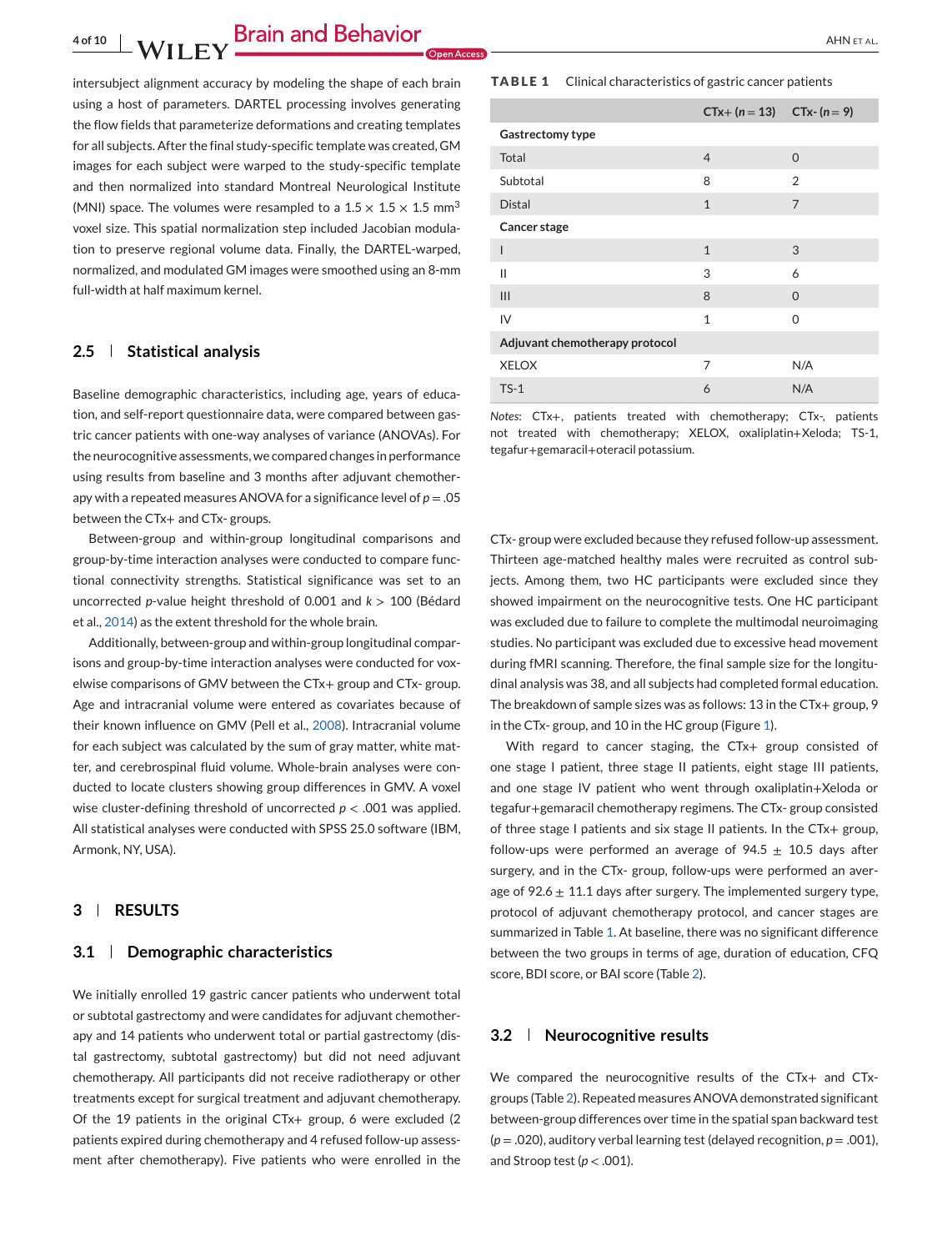intersubject alignment accuracy by modeling the shape of each brain using a host of parameters. DARTEL processing involves generating the flow fields that parameterize deformations and creating templates for all subjects. After the final study-specific template was created, GM images for each subject were warped to the study-specific template and then normalized into standard Montreal Neurological Institute (MNI) space. The volumes were resampled to a $1.5 \times 1.5 \times 1.5$ mm$^3$ voxel size. This spatial normalization step included Jacobian modulation to preserve regional volume data. Finally, the DARTEL-warped, normalized, and modulated GM images were smoothed using an 8-mm full-width at half maximum kernel.

### 2.5 | Statistical analysis

Baseline demographic characteristics, including age, years of education, and self-report questionnaire data, were compared between gastric cancer patients with one-way analyses of variance (ANOVAs). For the neurocognitive assessments, we compared changes in performance using results from baseline and 3 months after adjuvant chemotherapy with a repeated measures ANOVA for a significance level of $p = .05$ between the CTx+ and CTx- groups.

Between-group and within-group longitudinal comparisons and group-by-time interaction analyses were conducted to compare functional connectivity strengths. Statistical significance was set to an uncorrected *p*-value height threshold of 0.001 and $k > 100$ (Bédard et al., 2014) as the extent threshold for the whole brain.

Additionally, between-group and within-group longitudinal comparisons and group-by-time interaction analyses were conducted for voxelwise comparisons of GMV between the CTx+ group and CTx- group. Age and intracranial volume were entered as covariates because of their known influence on GMV (Pell et al., 2008). Intracranial volume for each subject was calculated by the sum of gray matter, white matter, and cerebrospinal fluid volume. Whole-brain analyses were conducted to locate clusters showing group differences in GMV. A voxel wise cluster-defining threshold of uncorrected $p < .001$ was applied. All statistical analyses were conducted with SPSS 25.0 software (IBM, Armonk, NY, USA).

## 3 | RESULTS

### 3.1 | Demographic characteristics

We initially enrolled 19 gastric cancer patients who underwent total or subtotal gastrectomy and were candidates for adjuvant chemotherapy and 14 patients who underwent total or partial gastrectomy (distal gastrectomy, subtotal gastrectomy) but did not need adjuvant chemotherapy. All participants did not receive radiotherapy or other treatments except for surgical treatment and adjuvant chemotherapy. Of the 19 patients in the original CTx+ group, 6 were excluded (2 patients expired during chemotherapy and 4 refused follow-up assessment after chemotherapy). Five patients who were enrolled in the CTx- group were excluded because they refused follow-up assessment. Thirteen age-matched healthy males were recruited as control subjects. Among them, two HC participants were excluded since they showed impairment on the neurocognitive tests. One HC participant was excluded due to failure to complete the multimodal neuroimaging studies. No participant was excluded due to excessive head movement during fMRI scanning. Therefore, the final sample size for the longitudinal analysis was 38, and all subjects had completed formal education. The breakdown of sample sizes was as follows: 13 in the CTx+ group, 9 in the CTx- group, and 10 in the HC group (Figure 1).

With regard to cancer staging, the CTx+ group consisted of one stage I patient, three stage II patients, eight stage III patients, and one stage IV patient who went through oxaliplatin+Xeloda or tegafur+gemaracil chemotherapy regimens. The CTx- group consisted of three stage I patients and six stage II patients. In the CTx+ group, follow-ups were performed an average of $94.5 \pm 10.5$ days after surgery, and in the CTx- group, follow-ups were performed an average of $92.6 \pm 11.1$ days after surgery. The implemented surgery type, protocol of adjuvant chemotherapy protocol, and cancer stages are summarized in Table 1. At baseline, there was no significant difference between the two groups in terms of age, duration of education, CFQ score, BDI score, or BAI score (Table 2).

**TABLE 1** Clinical characteristics of gastric cancer patients

| | CTx+ (*n* = 13) | CTx- (*n* = 9) |
|---|---|---|
| **Gastrectomy type** | | |
| Total | 4 | 0 |
| Subtotal | 8 | 2 |
| Distal | 1 | 7 |
| **Cancer stage** | | |
| I | 1 | 3 |
| II | 3 | 6 |
| III | 8 | 0 |
| IV | 1 | 0 |
| **Adjuvant chemotherapy protocol** | | |
| XELOX | 7 | N/A |
| TS-1 | 6 | N/A |

*Notes*: CTx+, patients treated with chemotherapy; CTx-, patients not treated with chemotherapy; XELOX, oxaliplatin+Xeloda; TS-1, tegafur+gemaracil+oteracil potassium.

### 3.2 | Neurocognitive results

We compared the neurocognitive results of the CTx+ and CTx- groups (Table 2). Repeated measures ANOVA demonstrated significant between-group differences over time in the spatial span backward test ($p = .020$), auditory verbal learning test (delayed recognition, $p = .001$), and Stroop test ($p < .001$).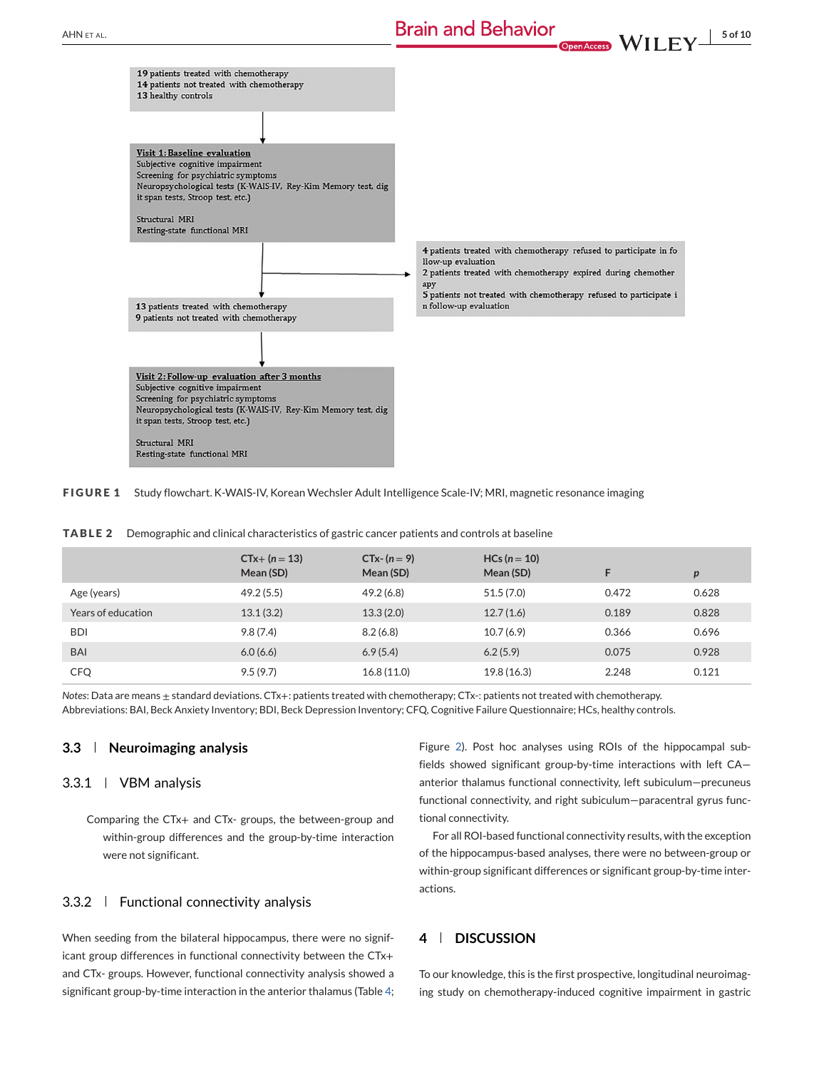19 patients treated with chemotherapy
14 patients not treated with chemotherapy
13 healthy controls

**Visit 1: Baseline evaluation**
Subjective cognitive impairment
Screening for psychiatric symptoms
Neuropsychological tests (K-WAIS-IV, Rey-Kim Memory test, digit span tests, Stroop test, etc.)

Structural MRI
Resting-state functional MRI

4 patients treated with chemotherapy refused to participate in follow-up evaluation
2 patients treated with chemotherapy expired during chemotherapy
5 patients not treated with chemotherapy refused to participate in follow-up evaluation

13 patients treated with chemotherapy
9 patients not treated with chemotherapy

**Visit 2: Follow-up evaluation after 3 months**
Subjective cognitive impairment
Screening for psychiatric symptoms
Neuropsychological tests (K-WAIS-IV, Rey-Kim Memory test, digit span tests, Stroop test, etc.)

Structural MRI
Resting-state functional MRI

**FIGURE 1** Study flowchart. K-WAIS-IV, Korean Wechsler Adult Intelligence Scale-IV; MRI, magnetic resonance imaging

**TABLE 2** Demographic and clinical characteristics of gastric cancer patients and controls at baseline

| | CTx+ (*n* = 13) Mean (SD) | CTx- (*n* = 9) Mean (SD) | HCs (*n* = 10) Mean (SD) | F | *p* |
|---|---|---|---|---|---|
| Age (years) | 49.2 (5.5) | 49.2 (6.8) | 51.5 (7.0) | 0.472 | 0.628 |
| Years of education | 13.1 (3.2) | 13.3 (2.0) | 12.7 (1.6) | 0.189 | 0.828 |
| BDI | 9.8 (7.4) | 8.2 (6.8) | 10.7 (6.9) | 0.366 | 0.696 |
| BAI | 6.0 (6.6) | 6.9 (5.4) | 6.2 (5.9) | 0.075 | 0.928 |
| CFQ | 9.5 (9.7) | 16.8 (11.0) | 19.8 (16.3) | 2.248 | 0.121 |

*Notes*: Data are means ± standard deviations. CTx+: patients treated with chemotherapy; CTx-: patients not treated with chemotherapy.
Abbreviations: BAI, Beck Anxiety Inventory; BDI, Beck Depression Inventory; CFQ, Cognitive Failure Questionnaire; HCs, healthy controls.

## 3.3 | Neuroimaging analysis

### 3.3.1 | VBM analysis

Comparing the CTx+ and CTx- groups, the between-group and within-group differences and the group-by-time interaction were not significant.

### 3.3.2 | Functional connectivity analysis

When seeding from the bilateral hippocampus, there were no significant group differences in functional connectivity between the CTx+ and CTx- groups. However, functional connectivity analysis showed a significant group-by-time interaction in the anterior thalamus (Table 4; Figure 2). Post hoc analyses using ROIs of the hippocampal subfields showed significant group-by-time interactions with left CA—anterior thalamus functional connectivity, left subiculum—precuneus functional connectivity, and right subiculum—paracentral gyrus functional connectivity.

For all ROI-based functional connectivity results, with the exception of the hippocampus-based analyses, there were no between-group or within-group significant differences or significant group-by-time interactions.

## 4 | DISCUSSION

To our knowledge, this is the first prospective, longitudinal neuroimaging study on chemotherapy-induced cognitive impairment in gastric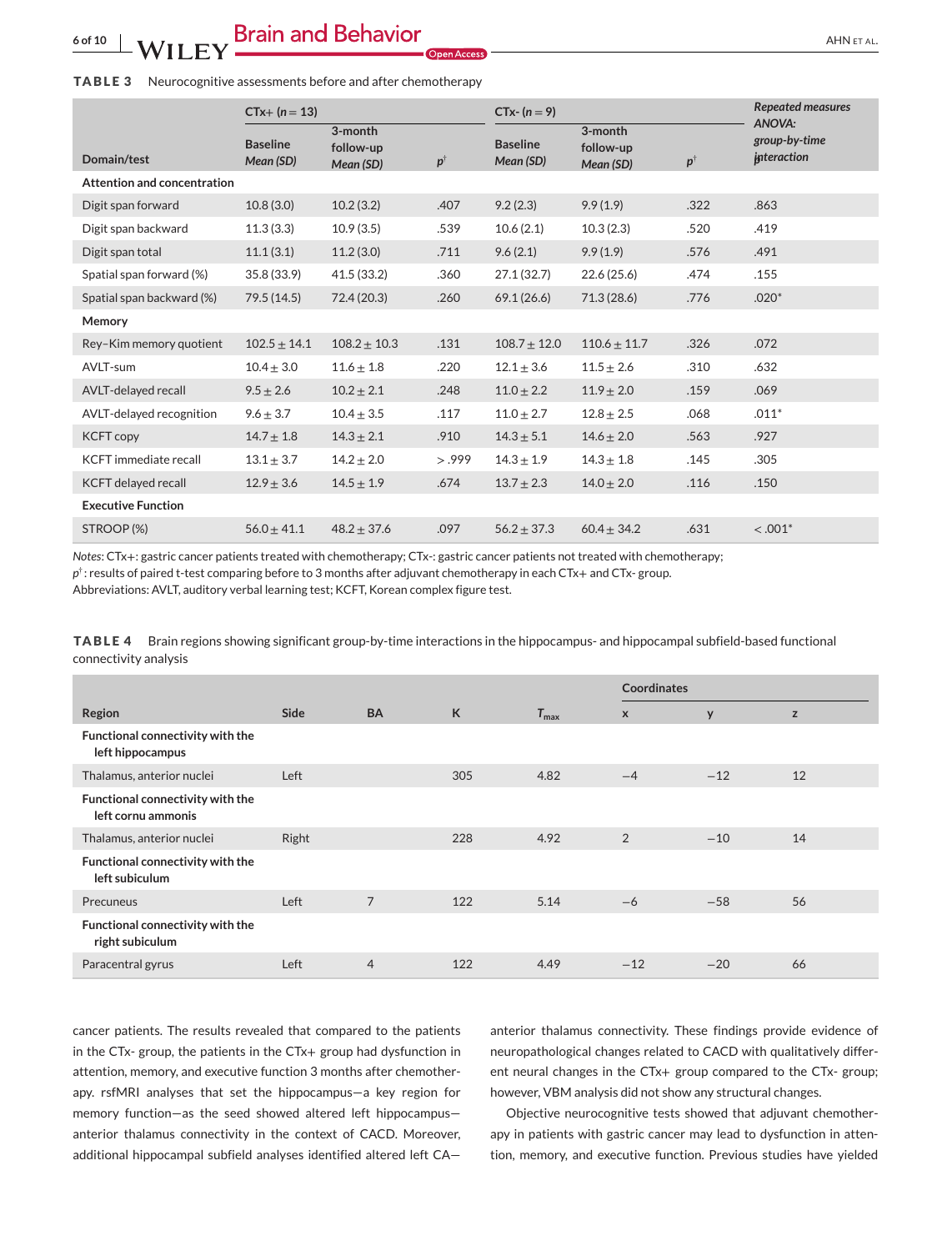**TABLE 3** Neurocognitive assessments before and after chemotherapy

| Domain/test | CTx+ ($n = 13$) Baseline Mean (SD) | CTx+ 3-month follow-up Mean (SD) | $p^{\dagger}$ | CTx- ($n = 9$) Baseline Mean (SD) | CTx- 3-month follow-up Mean (SD) | $p^{\dagger}$ | Repeated measures ANOVA: group-by-time interaction |
|---|---|---|---|---|---|---|---|
| **Attention and concentration** | | | | | | | |
| Digit span forward | 10.8 (3.0) | 10.2 (3.2) | .407 | 9.2 (2.3) | 9.9 (1.9) | .322 | .863 |
| Digit span backward | 11.3 (3.3) | 10.9 (3.5) | .539 | 10.6 (2.1) | 10.3 (2.3) | .520 | .419 |
| Digit span total | 11.1 (3.1) | 11.2 (3.0) | .711 | 9.6 (2.1) | 9.9 (1.9) | .576 | .491 |
| Spatial span forward (%) | 35.8 (33.9) | 41.5 (33.2) | .360 | 27.1 (32.7) | 22.6 (25.6) | .474 | .155 |
| Spatial span backward (%) | 79.5 (14.5) | 72.4 (20.3) | .260 | 69.1 (26.6) | 71.3 (28.6) | .776 | .020* |
| **Memory** | | | | | | | |
| Rey–Kim memory quotient | 102.5 ± 14.1 | 108.2 ± 10.3 | .131 | 108.7 ± 12.0 | 110.6 ± 11.7 | .326 | .072 |
| AVLT-sum | 10.4 ± 3.0 | 11.6 ± 1.8 | .220 | 12.1 ± 3.6 | 11.5 ± 2.6 | .310 | .632 |
| AVLT-delayed recall | 9.5 ± 2.6 | 10.2 ± 2.1 | .248 | 11.0 ± 2.2 | 11.9 ± 2.0 | .159 | .069 |
| AVLT-delayed recognition | 9.6 ± 3.7 | 10.4 ± 3.5 | .117 | 11.0 ± 2.7 | 12.8 ± 2.5 | .068 | .011* |
| KCFT copy | 14.7 ± 1.8 | 14.3 ± 2.1 | .910 | 14.3 ± 5.1 | 14.6 ± 2.0 | .563 | .927 |
| KCFT immediate recall | 13.1 ± 3.7 | 14.2 ± 2.0 | > .999 | 14.3 ± 1.9 | 14.3 ± 1.8 | .145 | .305 |
| KCFT delayed recall | 12.9 ± 3.6 | 14.5 ± 1.9 | .674 | 13.7 ± 2.3 | 14.0 ± 2.0 | .116 | .150 |
| **Executive Function** | | | | | | | |
| STROOP (%) | 56.0 ± 41.1 | 48.2 ± 37.6 | .097 | 56.2 ± 37.3 | 60.4 ± 34.2 | .631 | < .001* |

*Notes*: CTx+: gastric cancer patients treated with chemotherapy; CTx-: gastric cancer patients not treated with chemotherapy;
$p^{\dagger}$: results of paired t-test comparing before to 3 months after adjuvant chemotherapy in each CTx+ and CTx- group.
Abbreviations: AVLT, auditory verbal learning test; KCFT, Korean complex figure test.

**TABLE 4** Brain regions showing significant group-by-time interactions in the hippocampus- and hippocampal subfield-based functional connectivity analysis

| Region | Side | BA | K | $T_{max}$ | Coordinates x | y | z |
|---|---|---|---|---|---|---|---|
| **Functional connectivity with the left hippocampus** | | | | | | | |
| Thalamus, anterior nuclei | Left | | 305 | 4.82 | −4 | −12 | 12 |
| **Functional connectivity with the left cornu ammonis** | | | | | | | |
| Thalamus, anterior nuclei | Right | | 228 | 4.92 | 2 | −10 | 14 |
| **Functional connectivity with the left subiculum** | | | | | | | |
| Precuneus | Left | 7 | 122 | 5.14 | −6 | −58 | 56 |
| **Functional connectivity with the right subiculum** | | | | | | | |
| Paracentral gyrus | Left | 4 | 122 | 4.49 | −12 | −20 | 66 |

cancer patients. The results revealed that compared to the patients in the CTx- group, the patients in the CTx+ group had dysfunction in attention, memory, and executive function 3 months after chemotherapy. rsfMRI analyses that set the hippocampus—a key region for memory function—as the seed showed altered left hippocampus—anterior thalamus connectivity in the context of CACD. Moreover, additional hippocampal subfield analyses identified altered left CA—anterior thalamus connectivity. These findings provide evidence of neuropathological changes related to CACD with qualitatively different neural changes in the CTx+ group compared to the CTx- group; however, VBM analysis did not show any structural changes.

Objective neurocognitive tests showed that adjuvant chemotherapy in patients with gastric cancer may lead to dysfunction in attention, memory, and executive function. Previous studies have yielded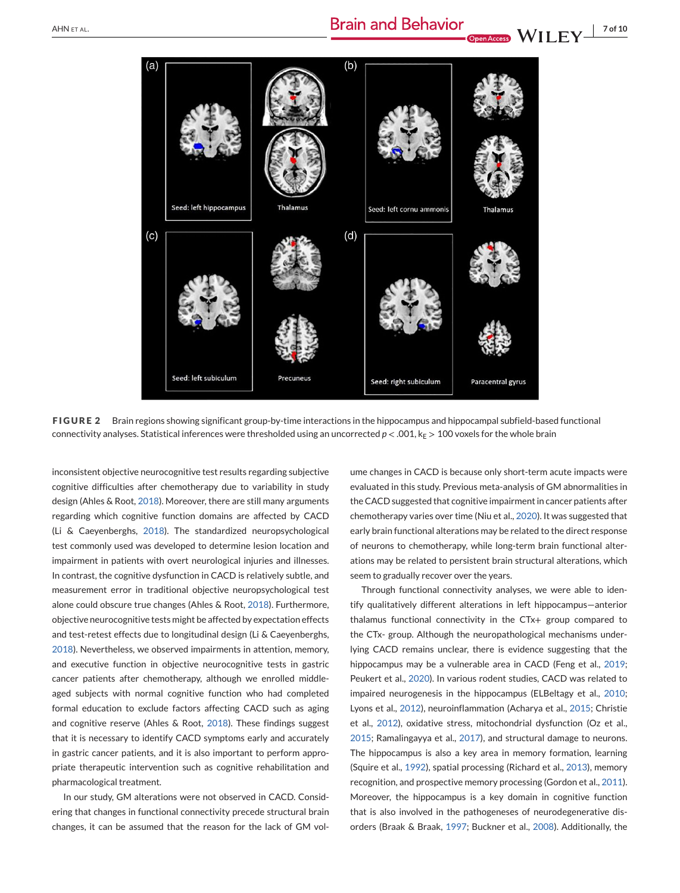**FIGURE 2** Brain regions showing significant group-by-time interactions in the hippocampus and hippocampal subfield-based functional connectivity analyses. Statistical inferences were thresholded using an uncorrected $p < .001$, $k_E > 100$ voxels for the whole brain

inconsistent objective neurocognitive test results regarding subjective cognitive difficulties after chemotherapy due to variability in study design (Ahles & Root, 2018). Moreover, there are still many arguments regarding which cognitive function domains are affected by CACD (Li & Caeyenberghs, 2018). The standardized neuropsychological test commonly used was developed to determine lesion location and impairment in patients with overt neurological injuries and illnesses. In contrast, the cognitive dysfunction in CACD is relatively subtle, and measurement error in traditional objective neuropsychological test alone could obscure true changes (Ahles & Root, 2018). Furthermore, objective neurocognitive tests might be affected by expectation effects and test-retest effects due to longitudinal design (Li & Caeyenberghs, 2018). Nevertheless, we observed impairments in attention, memory, and executive function in objective neurocognitive tests in gastric cancer patients after chemotherapy, although we enrolled middle-aged subjects with normal cognitive function who had completed formal education to exclude factors affecting CACD such as aging and cognitive reserve (Ahles & Root, 2018). These findings suggest that it is necessary to identify CACD symptoms early and accurately in gastric cancer patients, and it is also important to perform appropriate therapeutic intervention such as cognitive rehabilitation and pharmacological treatment.

In our study, GM alterations were not observed in CACD. Considering that changes in functional connectivity precede structural brain changes, it can be assumed that the reason for the lack of GM volume changes in CACD is because only short-term acute impacts were evaluated in this study. Previous meta-analysis of GM abnormalities in the CACD suggested that cognitive impairment in cancer patients after chemotherapy varies over time (Niu et al., 2020). It was suggested that early brain functional alterations may be related to the direct response of neurons to chemotherapy, while long-term brain functional alterations may be related to persistent brain structural alterations, which seem to gradually recover over the years.

Through functional connectivity analyses, we were able to identify qualitatively different alterations in left hippocampus—anterior thalamus functional connectivity in the CTx+ group compared to the CTx- group. Although the neuropathological mechanisms underlying CACD remains unclear, there is evidence suggesting that the hippocampus may be a vulnerable area in CACD (Feng et al., 2019; Peukert et al., 2020). In various rodent studies, CACD was related to impaired neurogenesis in the hippocampus (ELBeltagy et al., 2010; Lyons et al., 2012), neuroinflammation (Acharya et al., 2015; Christie et al., 2012), oxidative stress, mitochondrial dysfunction (Oz et al., 2015; Ramalingayya et al., 2017), and structural damage to neurons. The hippocampus is also a key area in memory formation, learning (Squire et al., 1992), spatial processing (Richard et al., 2013), memory recognition, and prospective memory processing (Gordon et al., 2011). Moreover, the hippocampus is a key domain in cognitive function that is also involved in the pathogeneses of neurodegenerative disorders (Braak & Braak, 1997; Buckner et al., 2008). Additionally, the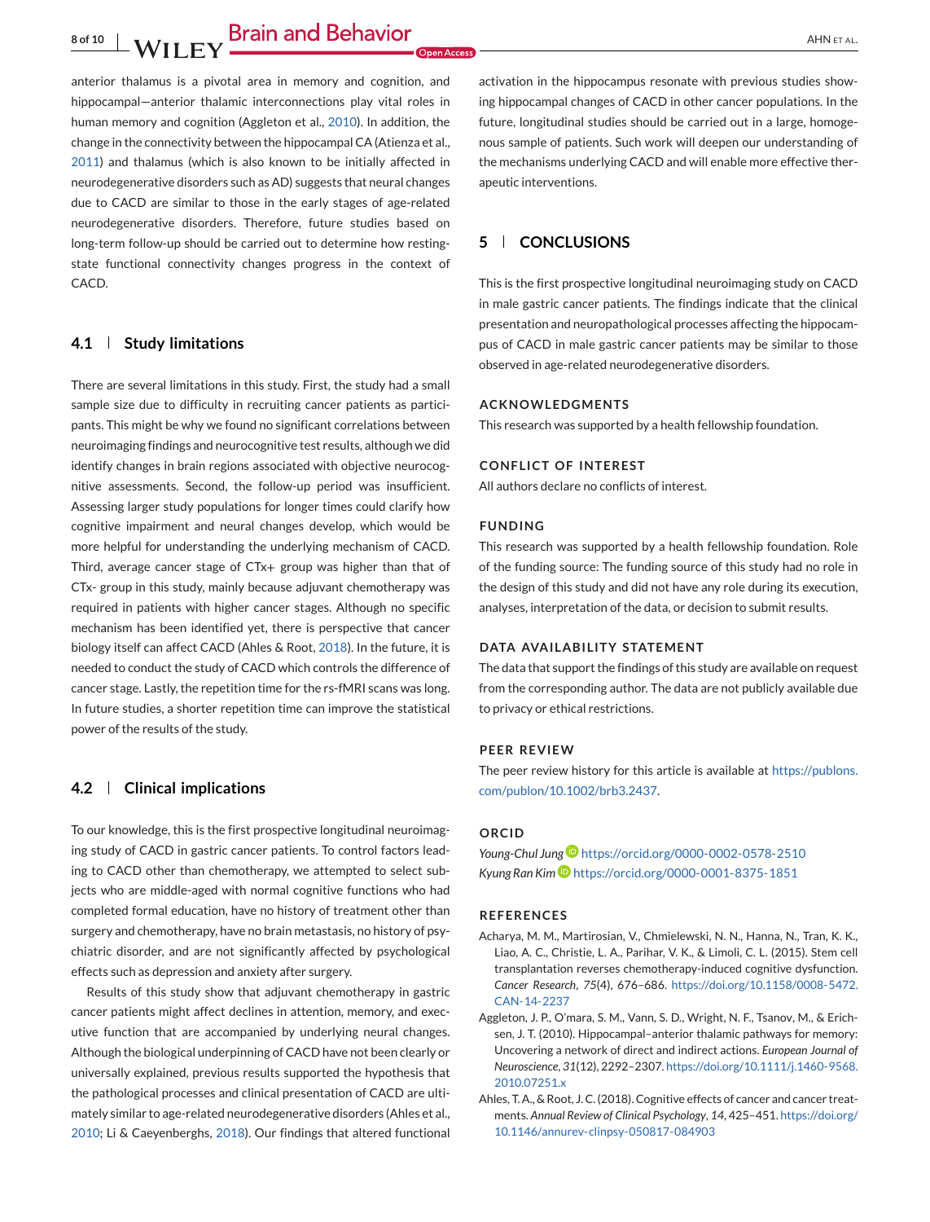anterior thalamus is a pivotal area in memory and cognition, and hippocampal—anterior thalamic interconnections play vital roles in human memory and cognition (Aggleton et al., 2010). In addition, the change in the connectivity between the hippocampal CA (Atienza et al., 2011) and thalamus (which is also known to be initially affected in neurodegenerative disorders such as AD) suggests that neural changes due to CACD are similar to those in the early stages of age-related neurodegenerative disorders. Therefore, future studies based on long-term follow-up should be carried out to determine how resting-state functional connectivity changes progress in the context of CACD.

### 4.1 | Study limitations

There are several limitations in this study. First, the study had a small sample size due to difficulty in recruiting cancer patients as participants. This might be why we found no significant correlations between neuroimaging findings and neurocognitive test results, although we did identify changes in brain regions associated with objective neurocognitive assessments. Second, the follow-up period was insufficient. Assessing larger study populations for longer times could clarify how cognitive impairment and neural changes develop, which would be more helpful for understanding the underlying mechanism of CACD. Third, average cancer stage of CTx+ group was higher than that of CTx- group in this study, mainly because adjuvant chemotherapy was required in patients with higher cancer stages. Although no specific mechanism has been identified yet, there is perspective that cancer biology itself can affect CACD (Ahles & Root, 2018). In the future, it is needed to conduct the study of CACD which controls the difference of cancer stage. Lastly, the repetition time for the rs-fMRI scans was long. In future studies, a shorter repetition time can improve the statistical power of the results of the study.

### 4.2 | Clinical implications

To our knowledge, this is the first prospective longitudinal neuroimaging study of CACD in gastric cancer patients. To control factors leading to CACD other than chemotherapy, we attempted to select subjects who are middle-aged with normal cognitive functions who had completed formal education, have no history of treatment other than surgery and chemotherapy, have no brain metastasis, no history of psychiatric disorder, and are not significantly affected by psychological effects such as depression and anxiety after surgery.

Results of this study show that adjuvant chemotherapy in gastric cancer patients might affect declines in attention, memory, and executive function that are accompanied by underlying neural changes. Although the biological underpinning of CACD have not been clearly or universally explained, previous results supported the hypothesis that the pathological processes and clinical presentation of CACD are ultimately similar to age-related neurodegenerative disorders (Ahles et al., 2010; Li & Caeyenberghs, 2018). Our findings that altered functional activation in the hippocampus resonate with previous studies showing hippocampal changes of CACD in other cancer populations. In the future, longitudinal studies should be carried out in a large, homogenous sample of patients. Such work will deepen our understanding of the mechanisms underlying CACD and will enable more effective therapeutic interventions.

## 5 | CONCLUSIONS

This is the first prospective longitudinal neuroimaging study on CACD in male gastric cancer patients. The findings indicate that the clinical presentation and neuropathological processes affecting the hippocampus of CACD in male gastric cancer patients may be similar to those observed in age-related neurodegenerative disorders.

## ACKNOWLEDGMENTS

This research was supported by a health fellowship foundation.

## CONFLICT OF INTEREST

All authors declare no conflicts of interest.

## FUNDING

This research was supported by a health fellowship foundation. Role of the funding source: The funding source of this study had no role in the design of this study and did not have any role during its execution, analyses, interpretation of the data, or decision to submit results.

## DATA AVAILABILITY STATEMENT

The data that support the findings of this study are available on request from the corresponding author. The data are not publicly available due to privacy or ethical restrictions.

## PEER REVIEW

The peer review history for this article is available at https://publons.com/publon/10.1002/brb3.2437.

## ORCID

*Young-Chul Jung* https://orcid.org/0000-0002-0578-2510
*Kyung Ran Kim* https://orcid.org/0000-0001-8375-1851

## REFERENCES

Acharya, M. M., Martirosian, V., Chmielewski, N. N., Hanna, N., Tran, K. K., Liao, A. C., Christie, L. A., Parihar, V. K., & Limoli, C. L. (2015). Stem cell transplantation reverses chemotherapy-induced cognitive dysfunction. *Cancer Research*, *75*(4), 676–686. https://doi.org/10.1158/0008-5472.CAN-14-2237

Aggleton, J. P., O'mara, S. M., Vann, S. D., Wright, N. F., Tsanov, M., & Erichsen, J. T. (2010). Hippocampal–anterior thalamic pathways for memory: Uncovering a network of direct and indirect actions. *European Journal of Neuroscience*, *31*(12), 2292–2307. https://doi.org/10.1111/j.1460-9568.2010.07251.x

Ahles, T. A., & Root, J. C. (2018). Cognitive effects of cancer and cancer treatments. *Annual Review of Clinical Psychology*, *14*, 425–451. https://doi.org/10.1146/annurev-clinpsy-050817-084903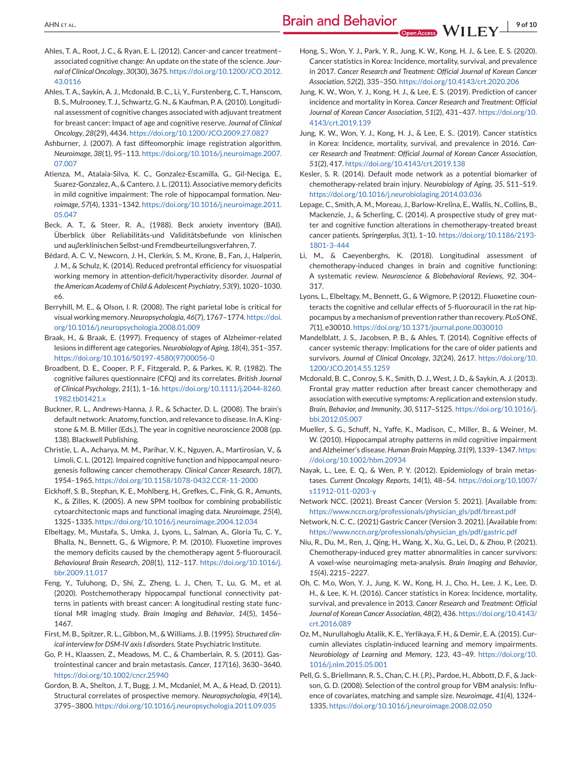Ahles, T. A., Root, J. C., & Ryan, E. L. (2012). Cancer-and cancer treatment–associated cognitive change: An update on the state of the science. *Journal of Clinical Oncology*, *30*(30), 3675. https://doi.org/10.1200/JCO.2012.43.0116

Ahles, T. A., Saykin, A. J., Mcdonald, B. C., Li, Y., Furstenberg, C. T., Hanscom, B. S., Mulrooney, T. J., Schwartz, G. N., & Kaufman, P. A. (2010). Longitudinal assessment of cognitive changes associated with adjuvant treatment for breast cancer: Impact of age and cognitive reserve. *Journal of Clinical Oncology*, *28*(29), 4434. https://doi.org/10.1200/JCO.2009.27.0827

Ashburner, J. (2007). A fast diffeomorphic image registration algorithm. *Neuroimage*, *38*(1), 95–113. https://doi.org/10.1016/j.neuroimage.2007.07.007

Atienza, M., Atalaia-Silva, K. C., Gonzalez-Escamilla, G., Gil-Neciga, E., Suarez-Gonzalez, A., & Cantero, J. L. (2011). Associative memory deficits in mild cognitive impairment: The role of hippocampal formation. *Neuroimage*, *57*(4), 1331–1342. https://doi.org/10.1016/j.neuroimage.2011.05.047

Beck, A. T., & Steer, R. A. (1988). Beck anxiety inventory (BAI). Überblick über Reliabilitäts-und Validitätsbefunde von klinischen und außerklinischen Selbst-und Fremdbeurteilungsverfahren, 7.

Bédard, A. C. V., Newcorn, J. H., Clerkin, S. M., Krone, B., Fan, J., Halperin, J. M., & Schulz, K. (2014). Reduced prefrontal efficiency for visuospatial working memory in attention-deficit/hyperactivity disorder. *Journal of the American Academy of Child & Adolescent Psychiatry*, *53*(9), 1020–1030. e6.

Berryhill, M. E., & Olson, I. R. (2008). The right parietal lobe is critical for visual working memory. *Neuropsychologia*, *46*(7), 1767–1774. https://doi.org/10.1016/j.neuropsychologia.2008.01.009

Braak, H., & Braak, E. (1997). Frequency of stages of Alzheimer-related lesions in different age categories. *Neurobiology of Aging*, *18*(4), 351–357. https://doi.org/10.1016/S0197-4580(97)00056-0

Broadbent, D. E., Cooper, P. F., Fitzgerald, P., & Parkes, K. R. (1982). The cognitive failures questionnaire (CFQ) and its correlates. *British Journal of Clinical Psychology*, *21*(1), 1–16. https://doi.org/10.1111/j.2044-8260.1982.tb01421.x

Buckner, R. L., Andrews-Hanna, J. R., & Schacter, D. L. (2008). The brain's default network: Anatomy, function, and relevance to disease. In A. Kingstone & M. B. Miller (Eds.), The year in cognitive neuroscience 2008 (pp. 138). Blackwell Publishing.

Christie, L. A., Acharya, M. M., Parihar, V. K., Nguyen, A., Martirosian, V., & Limoli, C. L. (2012). Impaired cognitive function and hippocampal neurogenesis following cancer chemotherapy. *Clinical Cancer Research*, *18*(7), 1954–1965. https://doi.org/10.1158/1078-0432.CCR-11-2000

Eickhoff, S. B., Stephan, K. E., Mohlberg, H., Grefkes, C., Fink, G. R., Amunts, K., & Zilles, K. (2005). A new SPM toolbox for combining probabilistic cytoarchitectonic maps and functional imaging data. *Neuroimage*, *25*(4), 1325–1335. https://doi.org/10.1016/j.neuroimage.2004.12.034

Elbeltagy, M., Mustafa, S., Umka, J., Lyons, L., Salman, A., Gloria Tu, C. Y., Bhalla, N., Bennett, G., & Wigmore, P. M. (2010). Fluoxetine improves the memory deficits caused by the chemotherapy agent 5-fluorouracil. *Behavioural Brain Research*, *208*(1), 112–117. https://doi.org/10.1016/j.bbr.2009.11.017

Feng, Y., Tuluhong, D., Shi, Z., Zheng, L. J., Chen, T., Lu, G. M., et al. (2020). Postchemotherapy hippocampal functional connectivity patterns in patients with breast cancer: A longitudinal resting state functional MR imaging study. *Brain Imaging and Behavior*, *14*(5), 1456–1467.

First, M. B., Spitzer, R. L., Gibbon, M., & Williams, J. B. (1995). *Structured clinical interview for DSM-IV axis I disorders*. State Psychiatric Institute.

Go, P. H., Klaassen, Z., Meadows, M. C., & Chamberlain, R. S. (2011). Gastrointestinal cancer and brain metastasis. *Cancer*, *117*(16), 3630–3640. https://doi.org/10.1002/cncr.25940

Gordon, B. A., Shelton, J. T., Bugg, J. M., Mcdaniel, M. A., & Head, D. (2011). Structural correlates of prospective memory. *Neuropsychologia*, *49*(14), 3795–3800. https://doi.org/10.1016/j.neuropsychologia.2011.09.035

Hong, S., Won, Y. J., Park, Y. R., Jung, K. W., Kong, H. J., & Lee, E. S. (2020). Cancer statistics in Korea: Incidence, mortality, survival, and prevalence in 2017. *Cancer Research and Treatment: Official Journal of Korean Cancer Association*, *52*(2), 335–350. https://doi.org/10.4143/crt.2020.206

Jung, K. W., Won, Y. J., Kong, H. J., & Lee, E. S. (2019). Prediction of cancer incidence and mortality in Korea. *Cancer Research and Treatment: Official Journal of Korean Cancer Association*, *51*(2), 431–437. https://doi.org/10.4143/crt.2019.139

Jung, K. W., Won, Y. J., Kong, H. J., & Lee, E. S.. (2019). Cancer statistics in Korea: Incidence, mortality, survival, and prevalence in 2016. *Cancer Research and Treatment: Official Journal of Korean Cancer Association*, *51*(2), 417. https://doi.org/10.4143/crt.2019.138

Kesler, S. R. (2014). Default mode network as a potential biomarker of chemotherapy-related brain injury. *Neurobiology of Aging*, *35*, S11–S19. https://doi.org/10.1016/j.neurobiolaging.2014.03.036

Lepage, C., Smith, A. M., Moreau, J., Barlow-Krelina, E., Wallis, N., Collins, B., Mackenzie, J., & Scherling, C. (2014). A prospective study of grey matter and cognitive function alterations in chemotherapy-treated breast cancer patients. *Springerplus*, *3*(1), 1–10. https://doi.org/10.1186/2193-1801-3-444

Li, M., & Caeyenberghs, K. (2018). Longitudinal assessment of chemotherapy-induced changes in brain and cognitive functioning: A systematic review. *Neuroscience & Biobehavioral Reviews*, *92*, 304–317.

Lyons, L., Elbeltagy, M., Bennett, G., & Wigmore, P. (2012). Fluoxetine counteracts the cognitive and cellular effects of 5-fluorouracil in the rat hippocampus by a mechanism of prevention rather than recovery. *PLoS ONE*, *7*(1), e30010. https://doi.org/10.1371/journal.pone.0030010

Mandelblatt, J. S., Jacobsen, P. B., & Ahles, T. (2014). Cognitive effects of cancer systemic therapy: Implications for the care of older patients and survivors. *Journal of Clinical Oncology*, *32*(24), 2617. https://doi.org/10.1200/JCO.2014.55.1259

Mcdonald, B. C., Conroy, S. K., Smith, D. J., West, J. D., & Saykin, A. J. (2013). Frontal gray matter reduction after breast cancer chemotherapy and association with executive symptoms: A replication and extension study. *Brain, Behavior, and Immunity*, *30*, S117–S125. https://doi.org/10.1016/j.bbi.2012.05.007

Mueller, S. G., Schuff, N., Yaffe, K., Madison, C., Miller, B., & Weiner, M. W. (2010). Hippocampal atrophy patterns in mild cognitive impairment and Alzheimer's disease. *Human Brain Mapping*, *31*(9), 1339–1347. https://doi.org/10.1002/hbm.20934

Nayak, L., Lee, E. Q., & Wen, P. Y. (2012). Epidemiology of brain metastases. *Current Oncology Reports*, *14*(1), 48–54. https://doi.org/10.1007/s11912-011-0203-y

Network NCC. (2021). Breast Cancer (Version 5. 2021). [Available from: https://www.nccn.org/professionals/physician_gls/pdf/breast.pdf

Network, N. C. C.. (2021) Gastric Cancer (Version 3. 2021). [Available from: https://www.nccn.org/professionals/physician_gls/pdf/gastric.pdf

Niu, R., Du, M., Ren, J., Qing, H., Wang, X., Xu, G., Lei, D., & Zhou, P. (2021). Chemotherapy-induced grey matter abnormalities in cancer survivors: A voxel-wise neuroimaging meta-analysis. *Brain Imaging and Behavior*, *15*(4), 2215–2227.

Oh, C. M.o, Won, Y. J., Jung, K. W., Kong, H. J., Cho, H., Lee, J. K., Lee, D. H., & Lee, K. H. (2016). Cancer statistics in Korea: Incidence, mortality, survival, and prevalence in 2013. *Cancer Research and Treatment: Official Journal of Korean Cancer Association*, *48*(2), 436. https://doi.org/10.4143/crt.2016.089

Oz, M., Nurullahoglu Atalik, K. E., Yerlikaya, F. H., & Demir, E. A. (2015). Curcumin alleviates cisplatin-induced learning and memory impairments. *Neurobiology of Learning and Memory*, *123*, 43–49. https://doi.org/10.1016/j.nlm.2015.05.001

Pell, G. S., Briellmann, R. S., Chan, C. H. (.P.)., Pardoe, H., Abbott, D. F., & Jackson, G. D. (2008). Selection of the control group for VBM analysis: Influence of covariates, matching and sample size. *Neuroimage*, *41*(4), 1324–1335. https://doi.org/10.1016/j.neuroimage.2008.02.050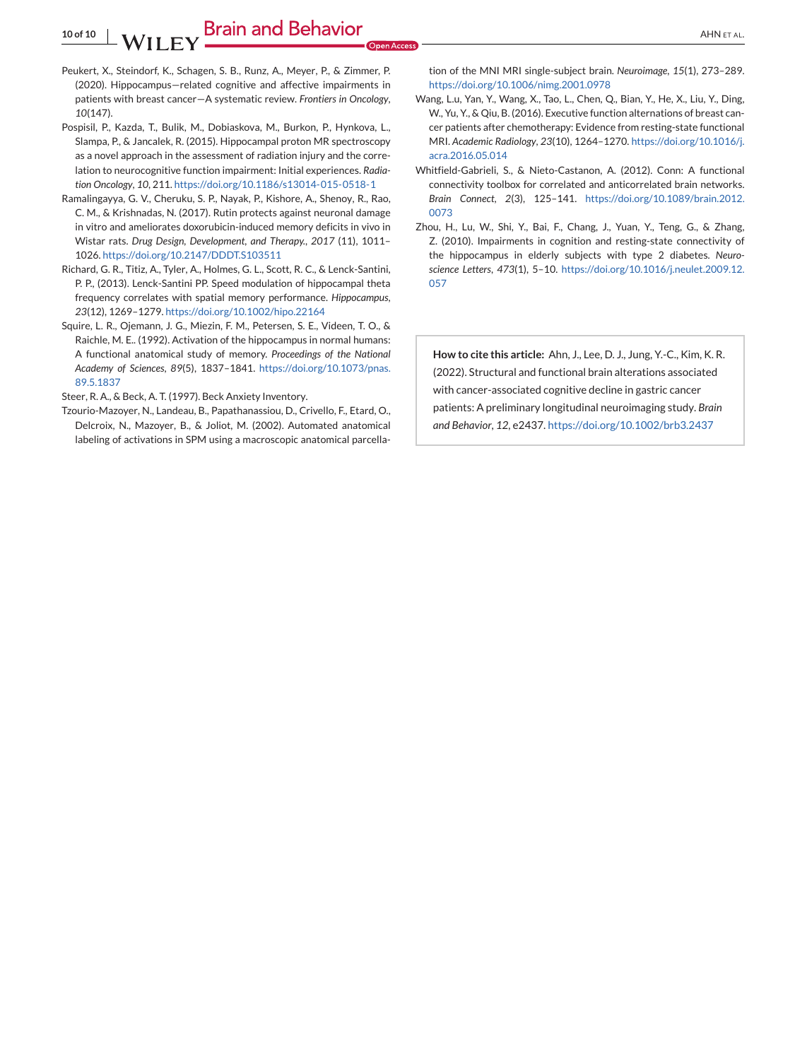Peukert, X., Steindorf, K., Schagen, S. B., Runz, A., Meyer, P., & Zimmer, P. (2020). Hippocampus—related cognitive and affective impairments in patients with breast cancer—A systematic review. *Frontiers in Oncology*, *10*(147).

Pospisil, P., Kazda, T., Bulik, M., Dobiaskova, M., Burkon, P., Hynkova, L., Slampa, P., & Jancalek, R. (2015). Hippocampal proton MR spectroscopy as a novel approach in the assessment of radiation injury and the correlation to neurocognitive function impairment: Initial experiences. *Radiation Oncology*, *10*, 211. https://doi.org/10.1186/s13014-015-0518-1

Ramalingayya, G. V., Cheruku, S. P., Nayak, P., Kishore, A., Shenoy, R., Rao, C. M., & Krishnadas, N. (2017). Rutin protects against neuronal damage in vitro and ameliorates doxorubicin-induced memory deficits in vivo in Wistar rats. *Drug Design, Development, and Therapy.*, *2017* (11), 1011–1026. https://doi.org/10.2147/DDDT.S103511

Richard, G. R., Titiz, A., Tyler, A., Holmes, G. L., Scott, R. C., & Lenck-Santini, P. P., (2013). Lenck-Santini PP. Speed modulation of hippocampal theta frequency correlates with spatial memory performance. *Hippocampus*, *23*(12), 1269–1279. https://doi.org/10.1002/hipo.22164

Squire, L. R., Ojemann, J. G., Miezin, F. M., Petersen, S. E., Videen, T. O., & Raichle, M. E.. (1992). Activation of the hippocampus in normal humans: A functional anatomical study of memory. *Proceedings of the National Academy of Sciences*, *89*(5), 1837–1841. https://doi.org/10.1073/pnas.89.5.1837

Steer, R. A., & Beck, A. T. (1997). Beck Anxiety Inventory.

Tzourio-Mazoyer, N., Landeau, B., Papathanassiou, D., Crivello, F., Etard, O., Delcroix, N., Mazoyer, B., & Joliot, M. (2002). Automated anatomical labeling of activations in SPM using a macroscopic anatomical parcellation of the MNI MRI single-subject brain. *Neuroimage*, *15*(1), 273–289. https://doi.org/10.1006/nimg.2001.0978

Wang, L.u, Yan, Y., Wang, X., Tao, L., Chen, Q., Bian, Y., He, X., Liu, Y., Ding, W., Yu, Y., & Qiu, B. (2016). Executive function alternations of breast cancer patients after chemotherapy: Evidence from resting-state functional MRI. *Academic Radiology*, *23*(10), 1264–1270. https://doi.org/10.1016/j.acra.2016.05.014

Whitfield-Gabrieli, S., & Nieto-Castanon, A. (2012). Conn: A functional connectivity toolbox for correlated and anticorrelated brain networks. *Brain Connect*, *2*(3), 125–141. https://doi.org/10.1089/brain.2012.0073

Zhou, H., Lu, W., Shi, Y., Bai, F., Chang, J., Yuan, Y., Teng, G., & Zhang, Z. (2010). Impairments in cognition and resting-state connectivity of the hippocampus in elderly subjects with type 2 diabetes. *Neuroscience Letters*, *473*(1), 5–10. https://doi.org/10.1016/j.neulet.2009.12.057

**How to cite this article:** Ahn, J., Lee, D. J., Jung, Y.-C., Kim, K. R. (2022). Structural and functional brain alterations associated with cancer-associated cognitive decline in gastric cancer patients: A preliminary longitudinal neuroimaging study. *Brain and Behavior*, *12*, e2437. https://doi.org/10.1002/brb3.2437